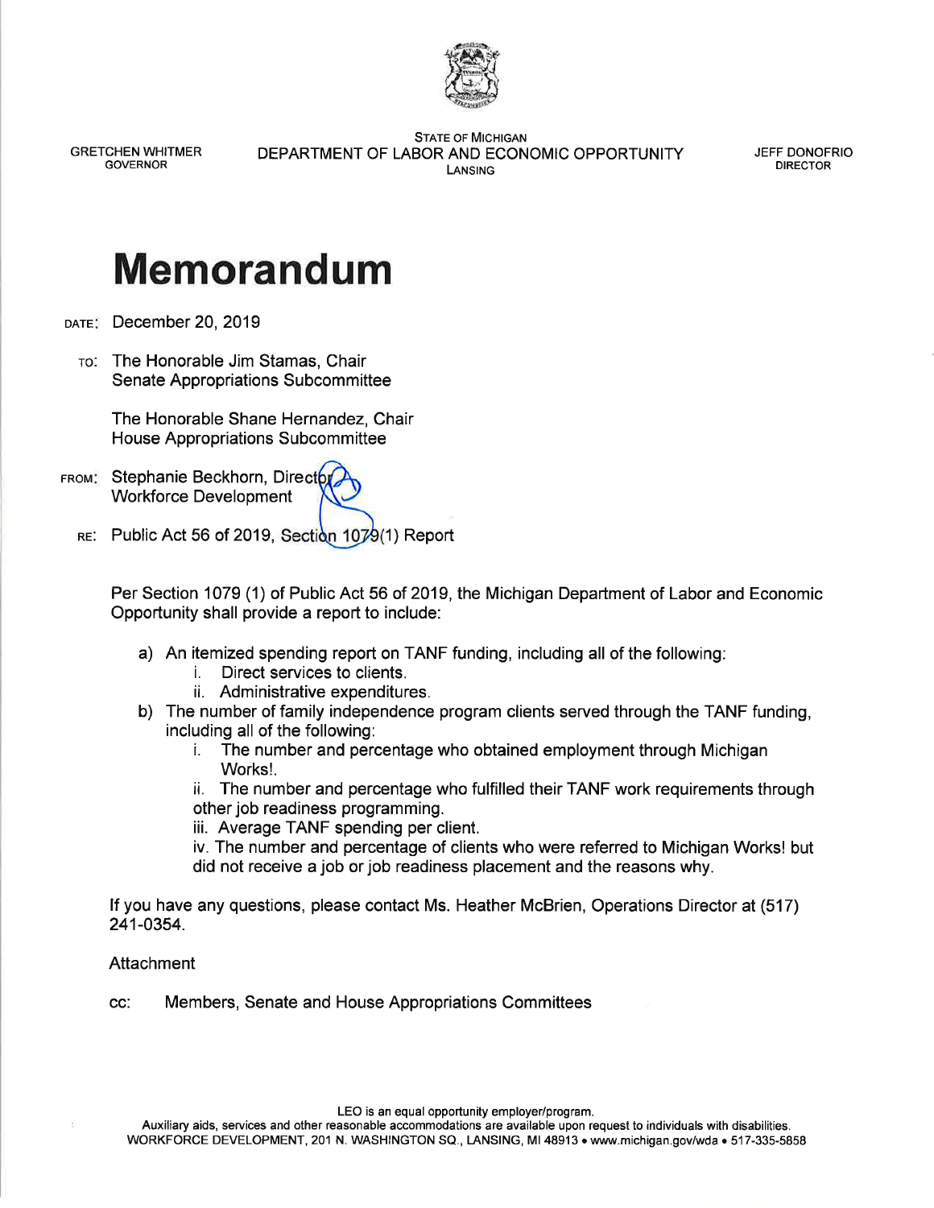GRETCHEN WHITMER
GOVERNOR

STATE OF MICHIGAN
DEPARTMENT OF LABOR AND ECONOMIC OPPORTUNITY
LANSING

JEFF DONOFRIO
DIRECTOR

# Memorandum

DATE: December 20, 2019

TO: The Honorable Jim Stamas, Chair
Senate Appropriations Subcommittee

The Honorable Shane Hernandez, Chair
House Appropriations Subcommittee

FROM: Stephanie Beckhorn, Director
Workforce Development

RE: Public Act 56 of 2019, Section 1079(1) Report

Per Section 1079 (1) of Public Act 56 of 2019, the Michigan Department of Labor and Economic Opportunity shall provide a report to include:

a) An itemized spending report on TANF funding, including all of the following:
   i. Direct services to clients.
   ii. Administrative expenditures.
b) The number of family independence program clients served through the TANF funding, including all of the following:
   i. The number and percentage who obtained employment through Michigan Works!.
   ii. The number and percentage who fulfilled their TANF work requirements through other job readiness programming.
   iii. Average TANF spending per client.
   iv. The number and percentage of clients who were referred to Michigan Works! but did not receive a job or job readiness placement and the reasons why.

If you have any questions, please contact Ms. Heather McBrien, Operations Director at (517) 241-0354.

Attachment

cc: Members, Senate and House Appropriations Committees

LEO is an equal opportunity employer/program.
Auxiliary aids, services and other reasonable accommodations are available upon request to individuals with disabilities.
WORKFORCE DEVELOPMENT, 201 N. WASHINGTON SQ., LANSING, MI 48913 • www.michigan.gov/wda • 517-335-5858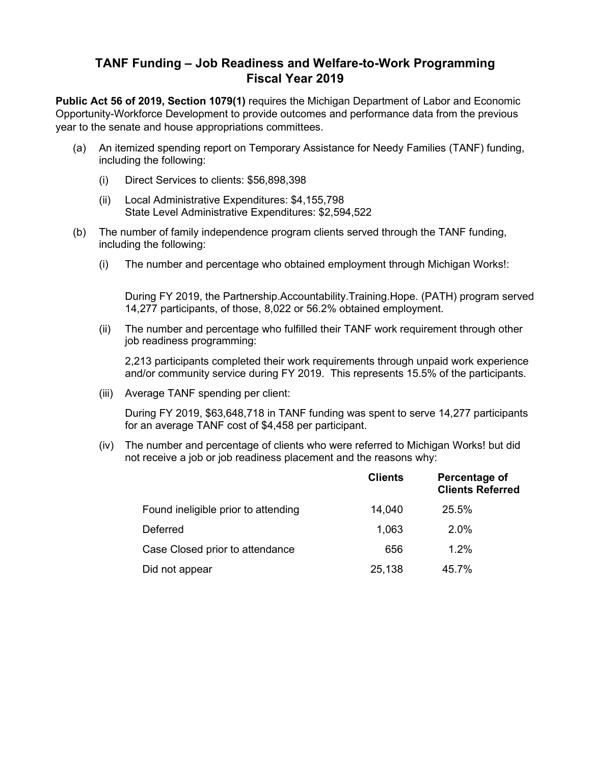# TANF Funding – Job Readiness and Welfare-to-Work Programming Fiscal Year 2019

**Public Act 56 of 2019, Section 1079(1)** requires the Michigan Department of Labor and Economic Opportunity-Workforce Development to provide outcomes and performance data from the previous year to the senate and house appropriations committees.

(a) An itemized spending report on Temporary Assistance for Needy Families (TANF) funding, including the following:

  (i) Direct Services to clients: $56,898,398

  (ii) Local Administrative Expenditures: $4,155,798
  State Level Administrative Expenditures: $2,594,522

(b) The number of family independence program clients served through the TANF funding, including the following:

  (i) The number and percentage who obtained employment through Michigan Works!:

  During FY 2019, the Partnership.Accountability.Training.Hope. (PATH) program served 14,277 participants, of those, 8,022 or 56.2% obtained employment.

  (ii) The number and percentage who fulfilled their TANF work requirement through other job readiness programming:

  2,213 participants completed their work requirements through unpaid work experience and/or community service during FY 2019. This represents 15.5% of the participants.

  (iii) Average TANF spending per client:

  During FY 2019, $63,648,718 in TANF funding was spent to serve 14,277 participants for an average TANF cost of $4,458 per participant.

  (iv) The number and percentage of clients who were referred to Michigan Works! but did not receive a job or job readiness placement and the reasons why:

| | Clients | Percentage of Clients Referred |
|---|---|---|
| Found ineligible prior to attending | 14,040 | 25.5% |
| Deferred | 1,063 | 2.0% |
| Case Closed prior to attendance | 656 | 1.2% |
| Did not appear | 25,138 | 45.7% |